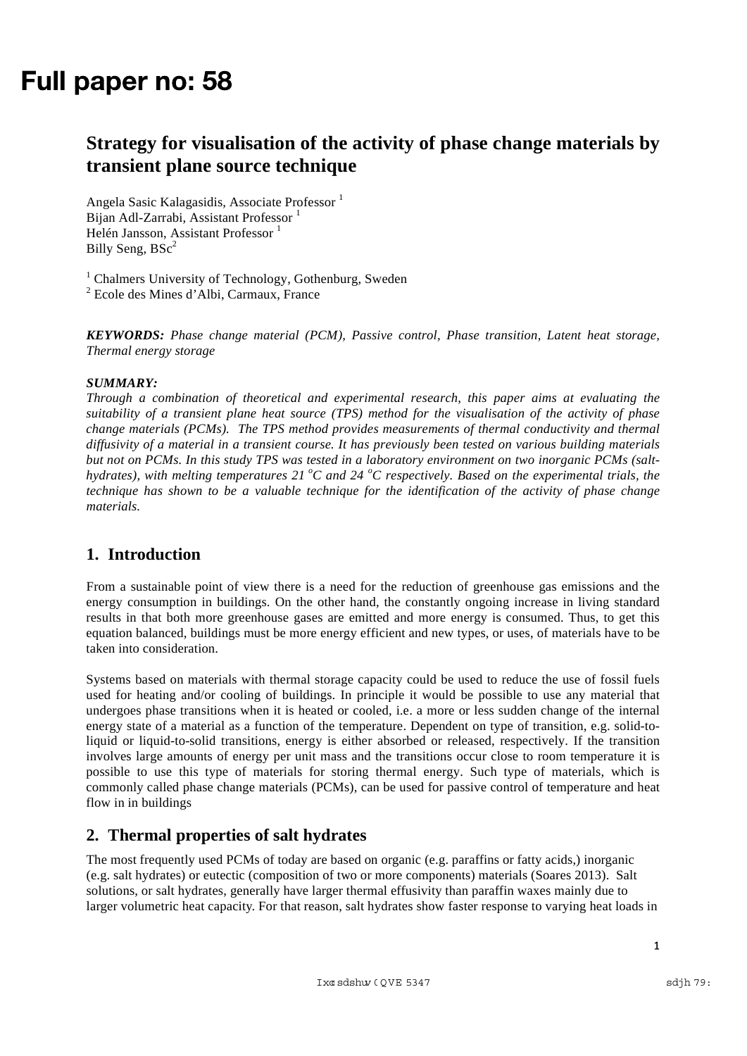# Full paper no: 58

## Strategy for visualisation of the activity of phase change materials by transient plane source technique

Angela Sasic Kalagasidis, Associate Professor [1]
Bijan Adl-Zarrabi, Assistant Professor [1]
Helén Jansson, Assistant Professor [1]
Billy Seng, BSc[2]

[1] Chalmers University of Technology, Gothenburg, Sweden
[2] Ecole des Mines d'Albi, Carmaux, France

***KEYWORDS:*** *Phase change material (PCM), Passive control, Phase transition, Latent heat storage, Thermal energy storage*

***SUMMARY:***
*Through a combination of theoretical and experimental research, this paper aims at evaluating the suitability of a transient plane heat source (TPS) method for the visualisation of the activity of phase change materials (PCMs). The TPS method provides measurements of thermal conductivity and thermal diffusivity of a material in a transient course. It has previously been tested on various building materials but not on PCMs. In this study TPS was tested in a laboratory environment on two inorganic PCMs (salt-hydrates), with melting temperatures 21 $^{o}C$ and 24 $^{o}C$ respectively. Based on the experimental trials, the technique has shown to be a valuable technique for the identification of the activity of phase change materials.*

## 1. Introduction

From a sustainable point of view there is a need for the reduction of greenhouse gas emissions and the energy consumption in buildings. On the other hand, the constantly ongoing increase in living standard results in that both more greenhouse gases are emitted and more energy is consumed. Thus, to get this equation balanced, buildings must be more energy efficient and new types, or uses, of materials have to be taken into consideration.

Systems based on materials with thermal storage capacity could be used to reduce the use of fossil fuels used for heating and/or cooling of buildings. In principle it would be possible to use any material that undergoes phase transitions when it is heated or cooled, i.e. a more or less sudden change of the internal energy state of a material as a function of the temperature. Dependent on type of transition, e.g. solid-to-liquid or liquid-to-solid transitions, energy is either absorbed or released, respectively. If the transition involves large amounts of energy per unit mass and the transitions occur close to room temperature it is possible to use this type of materials for storing thermal energy. Such type of materials, which is commonly called phase change materials (PCMs), can be used for passive control of temperature and heat flow in in buildings

## 2. Thermal properties of salt hydrates

The most frequently used PCMs of today are based on organic (e.g. paraffins or fatty acids,) inorganic (e.g. salt hydrates) or eutectic (composition of two or more components) materials (Soares 2013). Salt solutions, or salt hydrates, generally have larger thermal effusivity than paraffin waxes mainly due to larger volumetric heat capacity. For that reason, salt hydrates show faster response to varying heat loads in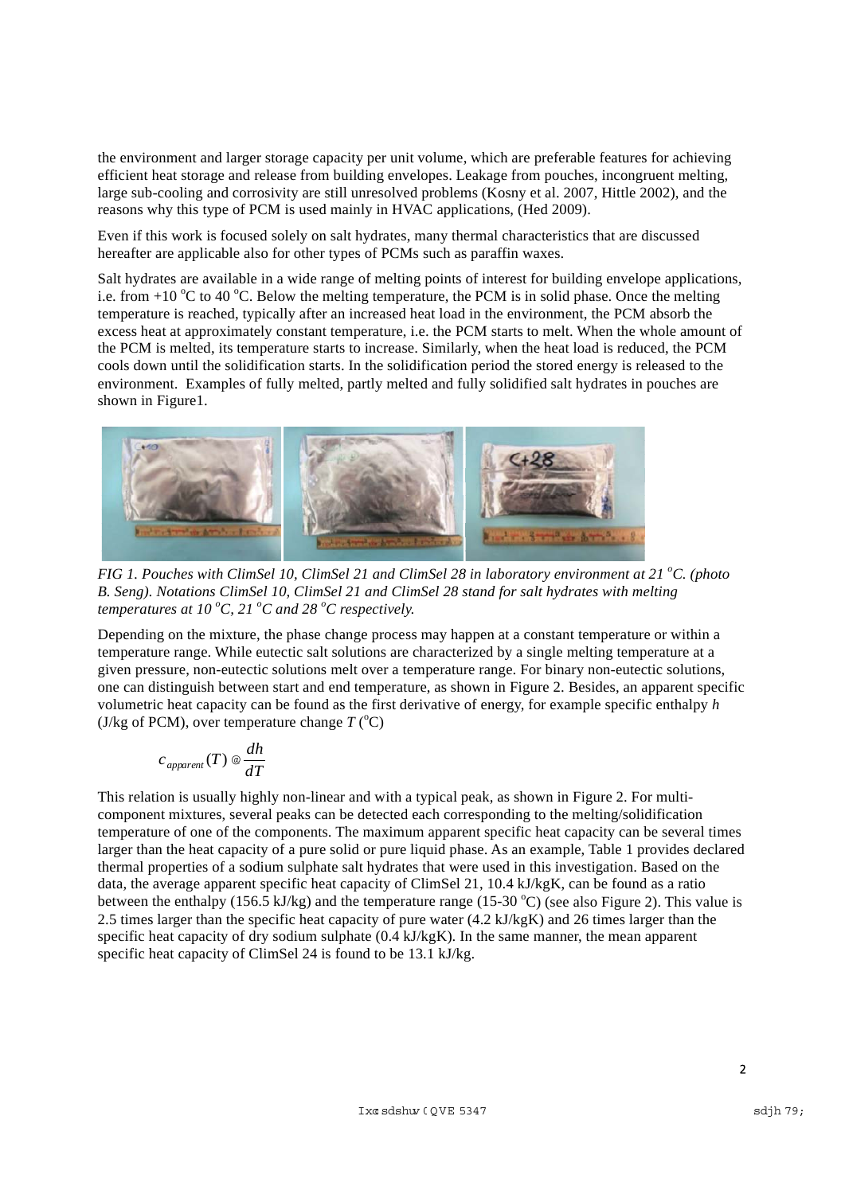the environment and larger storage capacity per unit volume, which are preferable features for achieving efficient heat storage and release from building envelopes. Leakage from pouches, incongruent melting, large sub-cooling and corrosivity are still unresolved problems (Kosny et al. 2007, Hittle 2002), and the reasons why this type of PCM is used mainly in HVAC applications, (Hed 2009).

Even if this work is focused solely on salt hydrates, many thermal characteristics that are discussed hereafter are applicable also for other types of PCMs such as paraffin waxes.

Salt hydrates are available in a wide range of melting points of interest for building envelope applications, i.e. from +10 $^{o}$C to 40 $^{o}$C. Below the melting temperature, the PCM is in solid phase. Once the melting temperature is reached, typically after an increased heat load in the environment, the PCM absorb the excess heat at approximately constant temperature, i.e. the PCM starts to melt. When the whole amount of the PCM is melted, its temperature starts to increase. Similarly, when the heat load is reduced, the PCM cools down until the solidification starts. In the solidification period the stored energy is released to the environment. Examples of fully melted, partly melted and fully solidified salt hydrates in pouches are shown in Figure1.

*FIG 1. Pouches with ClimSel 10, ClimSel 21 and ClimSel 28 in laboratory environment at 21 $^{o}$C. (photo B. Seng). Notations ClimSel 10, ClimSel 21 and ClimSel 28 stand for salt hydrates with melting temperatures at 10 $^{o}$C, 21 $^{o}$C and 28 $^{o}$C respectively.*

Depending on the mixture, the phase change process may happen at a constant temperature or within a temperature range. While eutectic salt solutions are characterized by a single melting temperature at a given pressure, non-eutectic solutions melt over a temperature range. For binary non-eutectic solutions, one can distinguish between start and end temperature, as shown in Figure 2. Besides, an apparent specific volumetric heat capacity can be found as the first derivative of energy, for example specific enthalpy $h$ (J/kg of PCM), over temperature change $T$ ($^{o}$C)

$$c_{apparent}(T) \cong \frac{dh}{dT}$$

This relation is usually highly non-linear and with a typical peak, as shown in Figure 2. For multi-component mixtures, several peaks can be detected each corresponding to the melting/solidification temperature of one of the components. The maximum apparent specific heat capacity can be several times larger than the heat capacity of a pure solid or pure liquid phase. As an example, Table 1 provides declared thermal properties of a sodium sulphate salt hydrates that were used in this investigation. Based on the data, the average apparent specific heat capacity of ClimSel 21, 10.4 kJ/kgK, can be found as a ratio between the enthalpy (156.5 kJ/kg) and the temperature range (15-30 $^{o}$C) (see also Figure 2). This value is 2.5 times larger than the specific heat capacity of pure water (4.2 kJ/kgK) and 26 times larger than the specific heat capacity of dry sodium sulphate (0.4 kJ/kgK). In the same manner, the mean apparent specific heat capacity of ClimSel 24 is found to be 13.1 kJ/kg.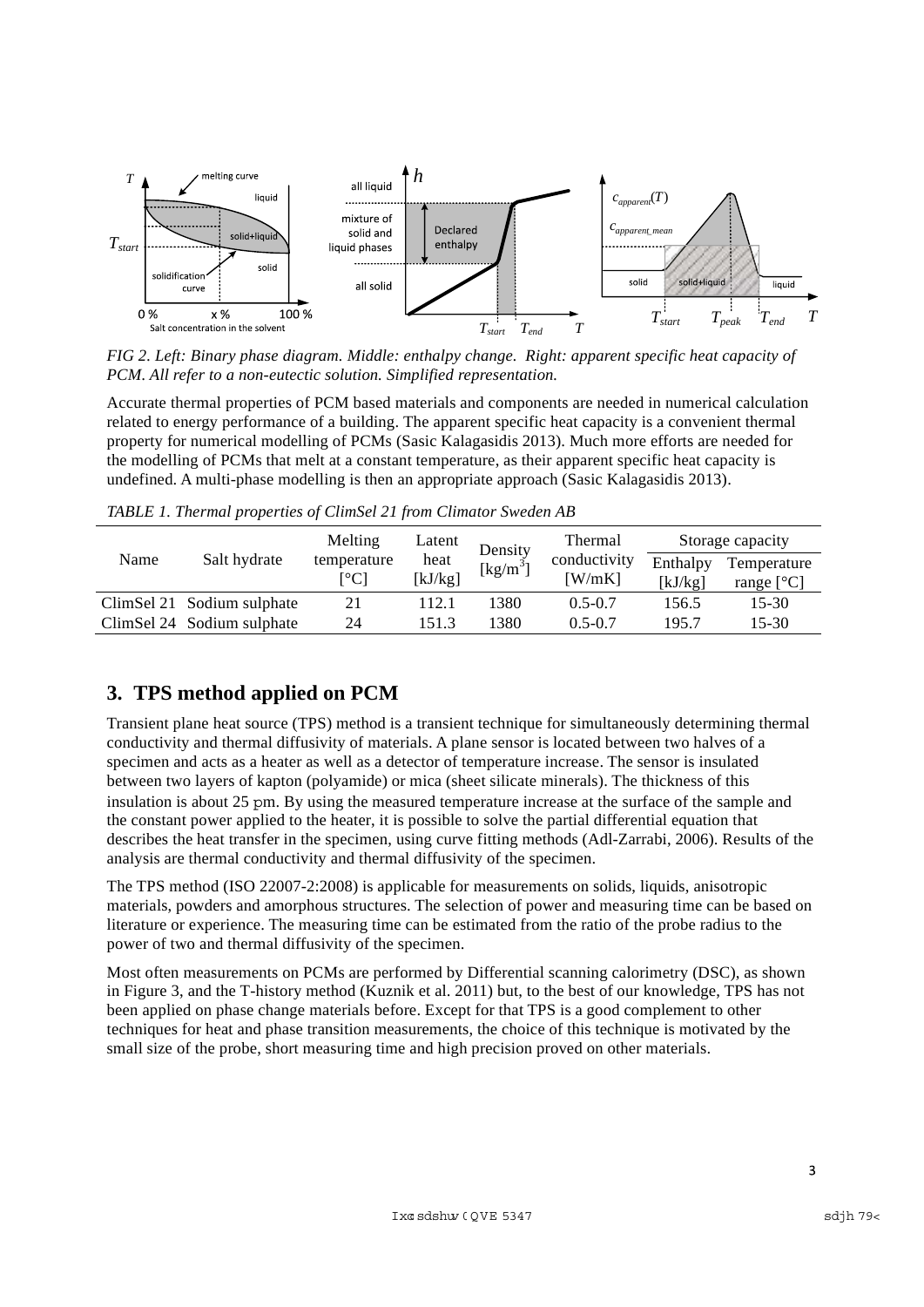*FIG 2. Left: Binary phase diagram. Middle: enthalpy change. Right: apparent specific heat capacity of PCM. All refer to a non-eutectic solution. Simplified representation.*

Accurate thermal properties of PCM based materials and components are needed in numerical calculation related to energy performance of a building. The apparent specific heat capacity is a convenient thermal property for numerical modelling of PCMs (Sasic Kalagasidis 2013). Much more efforts are needed for the modelling of PCMs that melt at a constant temperature, as their apparent specific heat capacity is undefined. A multi-phase modelling is then an appropriate approach (Sasic Kalagasidis 2013).

*TABLE 1. Thermal properties of ClimSel 21 from Climator Sweden AB*

| Name | Salt hydrate | Melting temperature [°C] | Latent heat [kJ/kg] | Density [kg/m$^3$] | Thermal conductivity [W/mK] | Storage capacity | |
|---|---|---|---|---|---|---|---|
| | | | | | | Enthalpy [kJ/kg] | Temperature range [°C] |
| ClimSel 21 | Sodium sulphate | 21 | 112.1 | 1380 | 0.5-0.7 | 156.5 | 15-30 |
| ClimSel 24 | Sodium sulphate | 24 | 151.3 | 1380 | 0.5-0.7 | 195.7 | 15-30 |

## 3. TPS method applied on PCM

Transient plane heat source (TPS) method is a transient technique for simultaneously determining thermal conductivity and thermal diffusivity of materials. A plane sensor is located between two halves of a specimen and acts as a heater as well as a detector of temperature increase. The sensor is insulated between two layers of kapton (polyamide) or mica (sheet silicate minerals). The thickness of this insulation is about 25 μm. By using the measured temperature increase at the surface of the sample and the constant power applied to the heater, it is possible to solve the partial differential equation that describes the heat transfer in the specimen, using curve fitting methods (Adl-Zarrabi, 2006). Results of the analysis are thermal conductivity and thermal diffusivity of the specimen.

The TPS method (ISO 22007-2:2008) is applicable for measurements on solids, liquids, anisotropic materials, powders and amorphous structures. The selection of power and measuring time can be based on literature or experience. The measuring time can be estimated from the ratio of the probe radius to the power of two and thermal diffusivity of the specimen.

Most often measurements on PCMs are performed by Differential scanning calorimetry (DSC), as shown in Figure 3, and the T-history method (Kuznik et al. 2011) but, to the best of our knowledge, TPS has not been applied on phase change materials before. Except for that TPS is a good complement to other techniques for heat and phase transition measurements, the choice of this technique is motivated by the small size of the probe, short measuring time and high precision proved on other materials.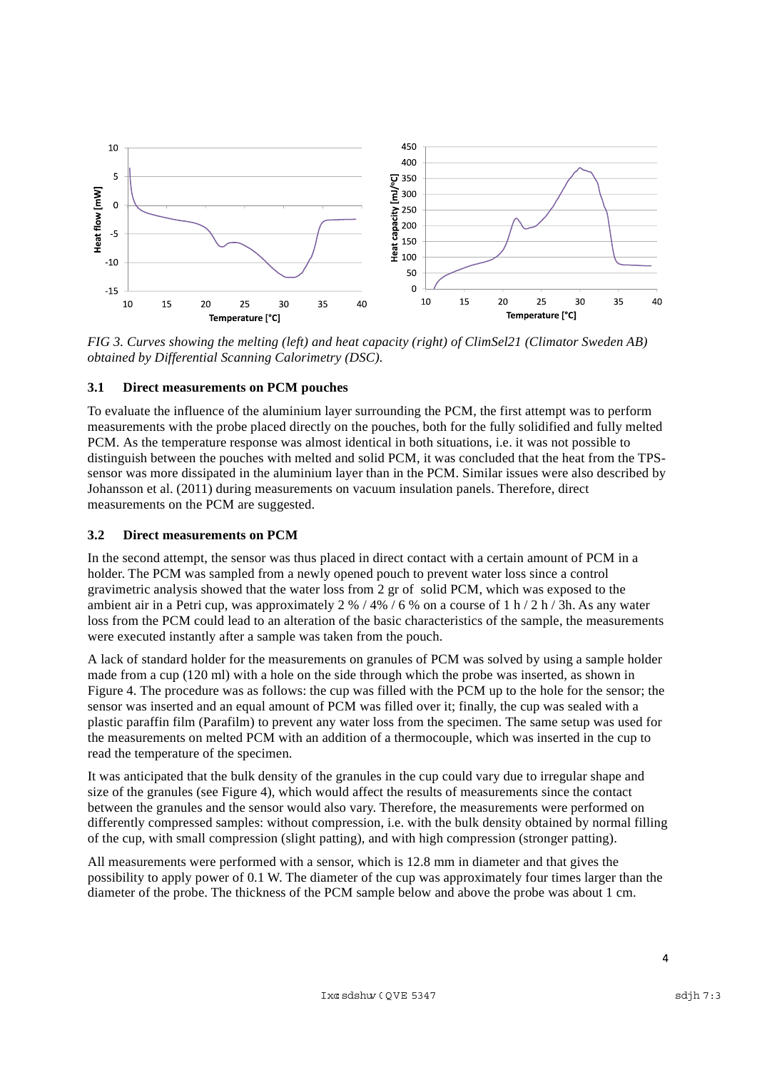*FIG 3. Curves showing the melting (left) and heat capacity (right) of ClimSel21 (Climator Sweden AB) obtained by Differential Scanning Calorimetry (DSC).*

### 3.1 Direct measurements on PCM pouches

To evaluate the influence of the aluminium layer surrounding the PCM, the first attempt was to perform measurements with the probe placed directly on the pouches, both for the fully solidified and fully melted PCM. As the temperature response was almost identical in both situations, i.e. it was not possible to distinguish between the pouches with melted and solid PCM, it was concluded that the heat from the TPS-sensor was more dissipated in the aluminium layer than in the PCM. Similar issues were also described by Johansson et al. (2011) during measurements on vacuum insulation panels. Therefore, direct measurements on the PCM are suggested.

### 3.2 Direct measurements on PCM

In the second attempt, the sensor was thus placed in direct contact with a certain amount of PCM in a holder. The PCM was sampled from a newly opened pouch to prevent water loss since a control gravimetric analysis showed that the water loss from 2 gr of solid PCM, which was exposed to the ambient air in a Petri cup, was approximately 2 % / 4% / 6 % on a course of 1 h / 2 h / 3h. As any water loss from the PCM could lead to an alteration of the basic characteristics of the sample, the measurements were executed instantly after a sample was taken from the pouch.

A lack of standard holder for the measurements on granules of PCM was solved by using a sample holder made from a cup (120 ml) with a hole on the side through which the probe was inserted, as shown in Figure 4. The procedure was as follows: the cup was filled with the PCM up to the hole for the sensor; the sensor was inserted and an equal amount of PCM was filled over it; finally, the cup was sealed with a plastic paraffin film (Parafilm) to prevent any water loss from the specimen. The same setup was used for the measurements on melted PCM with an addition of a thermocouple, which was inserted in the cup to read the temperature of the specimen.

It was anticipated that the bulk density of the granules in the cup could vary due to irregular shape and size of the granules (see Figure 4), which would affect the results of measurements since the contact between the granules and the sensor would also vary. Therefore, the measurements were performed on differently compressed samples: without compression, i.e. with the bulk density obtained by normal filling of the cup, with small compression (slight patting), and with high compression (stronger patting).

All measurements were performed with a sensor, which is 12.8 mm in diameter and that gives the possibility to apply power of 0.1 W. The diameter of the cup was approximately four times larger than the diameter of the probe. The thickness of the PCM sample below and above the probe was about 1 cm.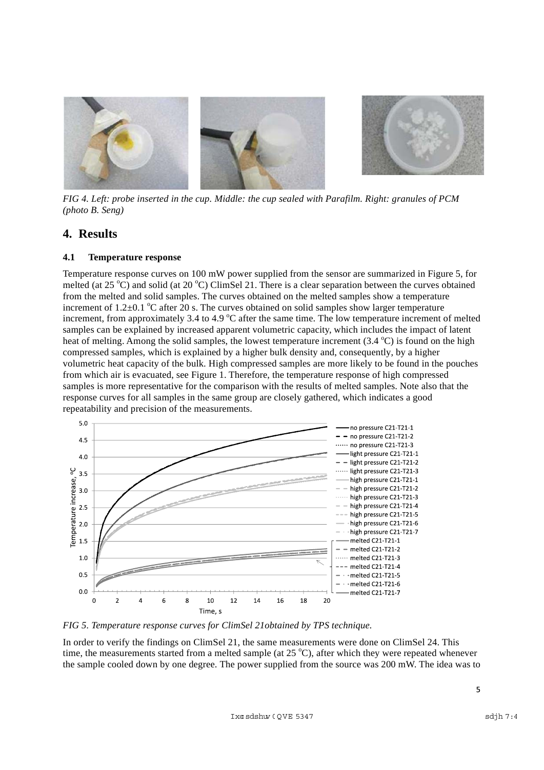*FIG 4. Left: probe inserted in the cup. Middle: the cup sealed with Parafilm. Right: granules of PCM (photo B. Seng)*

# 4. Results

### 4.1 Temperature response

Temperature response curves on 100 mW power supplied from the sensor are summarized in Figure 5, for melted (at 25 $^{o}$C) and solid (at 20 $^{o}$C) ClimSel 21. There is a clear separation between the curves obtained from the melted and solid samples. The curves obtained on the melted samples show a temperature increment of 1.2±0.1 $^{o}$C after 20 s. The curves obtained on solid samples show larger temperature increment, from approximately 3.4 to 4.9 $^{o}$C after the same time. The low temperature increment of melted samples can be explained by increased apparent volumetric capacity, which includes the impact of latent heat of melting. Among the solid samples, the lowest temperature increment (3.4 $^{o}$C) is found on the high compressed samples, which is explained by a higher bulk density and, consequently, by a higher volumetric heat capacity of the bulk. High compressed samples are more likely to be found in the pouches from which air is evacuated, see Figure 1. Therefore, the temperature response of high compressed samples is more representative for the comparison with the results of melted samples. Note also that the response curves for all samples in the same group are closely gathered, which indicates a good repeatability and precision of the measurements.

*FIG 5. Temperature response curves for ClimSel 21obtained by TPS technique.*

In order to verify the findings on ClimSel 21, the same measurements were done on ClimSel 24. This time, the measurements started from a melted sample (at 25 $^{o}$C), after which they were repeated whenever the sample cooled down by one degree. The power supplied from the source was 200 mW. The idea was to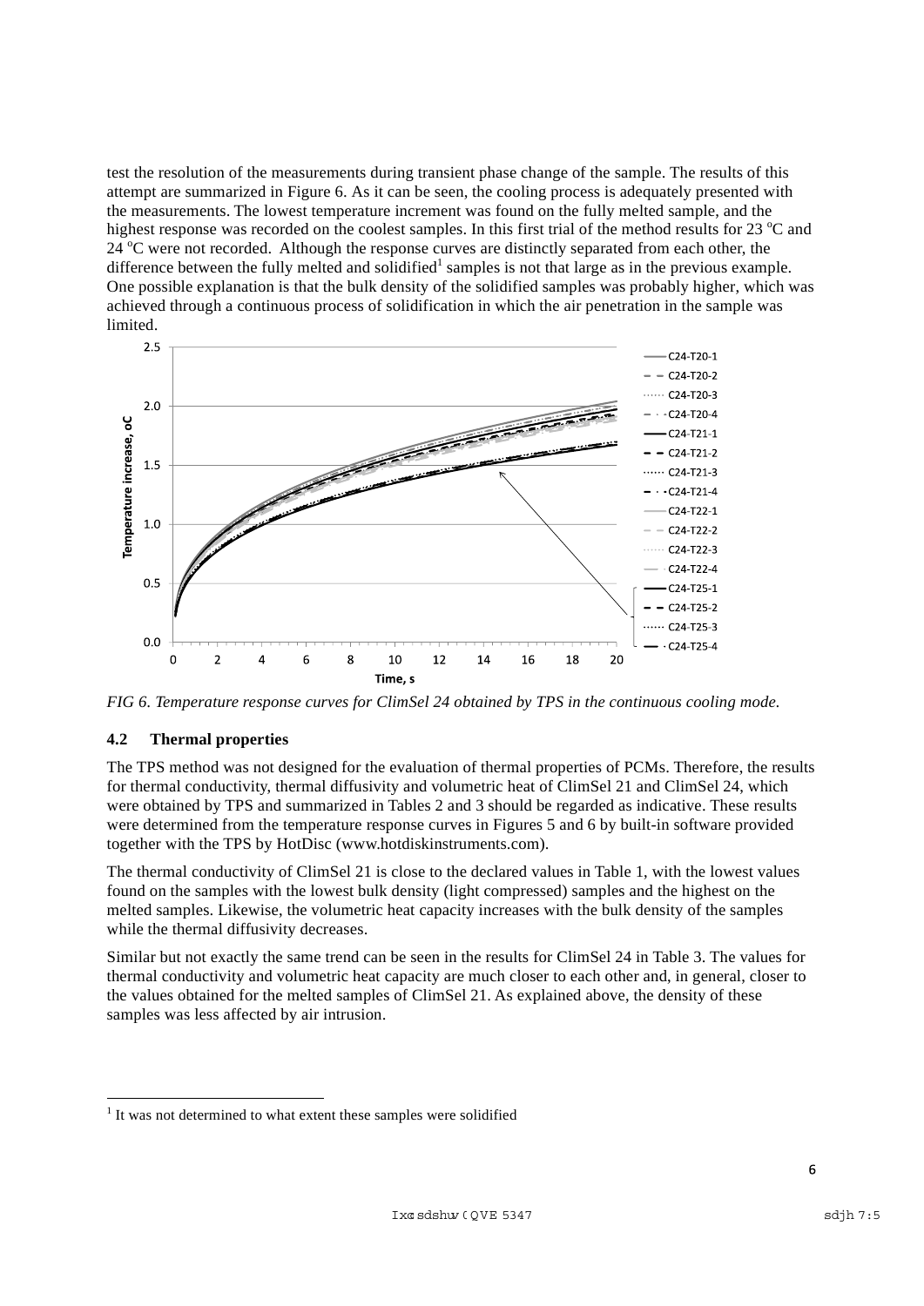test the resolution of the measurements during transient phase change of the sample. The results of this attempt are summarized in Figure 6. As it can be seen, the cooling process is adequately presented with the measurements. The lowest temperature increment was found on the fully melted sample, and the highest response was recorded on the coolest samples. In this first trial of the method results for 23 $^{o}$C and 24 $^{o}$C were not recorded. Although the response curves are distinctly separated from each other, the difference between the fully melted and solidified[1] samples is not that large as in the previous example. One possible explanation is that the bulk density of the solidified samples was probably higher, which was achieved through a continuous process of solidification in which the air penetration in the sample was limited.

*FIG 6. Temperature response curves for ClimSel 24 obtained by TPS in the continuous cooling mode.*

### 4.2 Thermal properties

The TPS method was not designed for the evaluation of thermal properties of PCMs. Therefore, the results for thermal conductivity, thermal diffusivity and volumetric heat of ClimSel 21 and ClimSel 24, which were obtained by TPS and summarized in Tables 2 and 3 should be regarded as indicative. These results were determined from the temperature response curves in Figures 5 and 6 by built-in software provided together with the TPS by HotDisc (www.hotdiskinstruments.com).

The thermal conductivity of ClimSel 21 is close to the declared values in Table 1, with the lowest values found on the samples with the lowest bulk density (light compressed) samples and the highest on the melted samples. Likewise, the volumetric heat capacity increases with the bulk density of the samples while the thermal diffusivity decreases.

Similar but not exactly the same trend can be seen in the results for ClimSel 24 in Table 3. The values for thermal conductivity and volumetric heat capacity are much closer to each other and, in general, closer to the values obtained for the melted samples of ClimSel 21. As explained above, the density of these samples was less affected by air intrusion.

[1] It was not determined to what extent these samples were solidified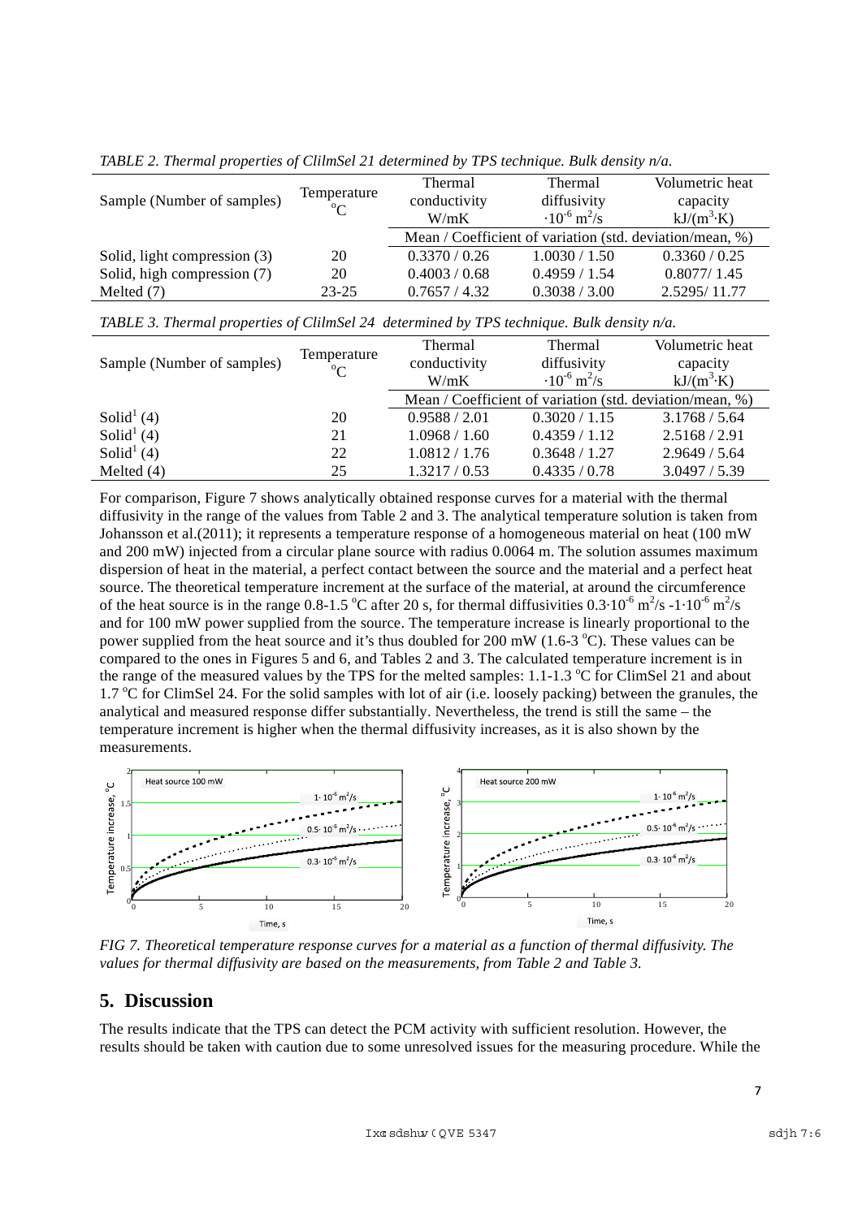*TABLE 2. Thermal properties of ClilmSel 21 determined by TPS technique. Bulk density n/a.*

| Sample (Number of samples) | Temperature °C | Thermal conductivity W/mK | Thermal diffusivity $\cdot 10^{-6}$ m$^2$/s | Volumetric heat capacity kJ/(m$^3$·K) |
|---|---|---|---|---|
| | | Mean / Coefficient of variation (std. deviation/mean, %) | | |
| Solid, light compression (3) | 20 | 0.3370 / 0.26 | 1.0030 / 1.50 | 0.3360 / 0.25 |
| Solid, high compression (7) | 20 | 0.4003 / 0.68 | 0.4959 / 1.54 | 0.8077/ 1.45 |
| Melted (7) | 23-25 | 0.7657 / 4.32 | 0.3038 / 3.00 | 2.5295/ 11.77 |

*TABLE 3. Thermal properties of ClilmSel 24 determined by TPS technique. Bulk density n/a.*

| Sample (Number of samples) | Temperature °C | Thermal conductivity W/mK | Thermal diffusivity $\cdot 10^{-6}$ m$^2$/s | Volumetric heat capacity kJ/(m$^3$·K) |
|---|---|---|---|---|
| | | Mean / Coefficient of variation (std. deviation/mean, %) | | |
| Solid[1] (4) | 20 | 0.9588 / 2.01 | 0.3020 / 1.15 | 3.1768 / 5.64 |
| Solid[1] (4) | 21 | 1.0968 / 1.60 | 0.4359 / 1.12 | 2.5168 / 2.91 |
| Solid[1] (4) | 22 | 1.0812 / 1.76 | 0.3648 / 1.27 | 2.9649 / 5.64 |
| Melted (4) | 25 | 1.3217 / 0.53 | 0.4335 / 0.78 | 3.0497 / 5.39 |

For comparison, Figure 7 shows analytically obtained response curves for a material with the thermal diffusivity in the range of the values from Table 2 and 3. The analytical temperature solution is taken from Johansson et al.(2011); it represents a temperature response of a homogeneous material on heat (100 mW and 200 mW) injected from a circular plane source with radius 0.0064 m. The solution assumes maximum dispersion of heat in the material, a perfect contact between the source and the material and a perfect heat source. The theoretical temperature increment at the surface of the material, at around the circumference of the heat source is in the range 0.8-1.5 °C after 20 s, for thermal diffusivities $0.3 \cdot 10^{-6}$ m$^2$/s -$1 \cdot 10^{-6}$ m$^2$/s and for 100 mW power supplied from the source. The temperature increase is linearly proportional to the power supplied from the heat source and it's thus doubled for 200 mW (1.6-3 °C). These values can be compared to the ones in Figures 5 and 6, and Tables 2 and 3. The calculated temperature increment is in the range of the measured values by the TPS for the melted samples: 1.1-1.3 °C for ClimSel 21 and about 1.7 °C for ClimSel 24. For the solid samples with lot of air (i.e. loosely packing) between the granules, the analytical and measured response differ substantially. Nevertheless, the trend is still the same – the temperature increment is higher when the thermal diffusivity increases, as it is also shown by the measurements.

*FIG 7. Theoretical temperature response curves for a material as a function of thermal diffusivity. The values for thermal diffusivity are based on the measurements, from Table 2 and Table 3.*

## 5. Discussion

The results indicate that the TPS can detect the PCM activity with sufficient resolution. However, the results should be taken with caution due to some unresolved issues for the measuring procedure. While the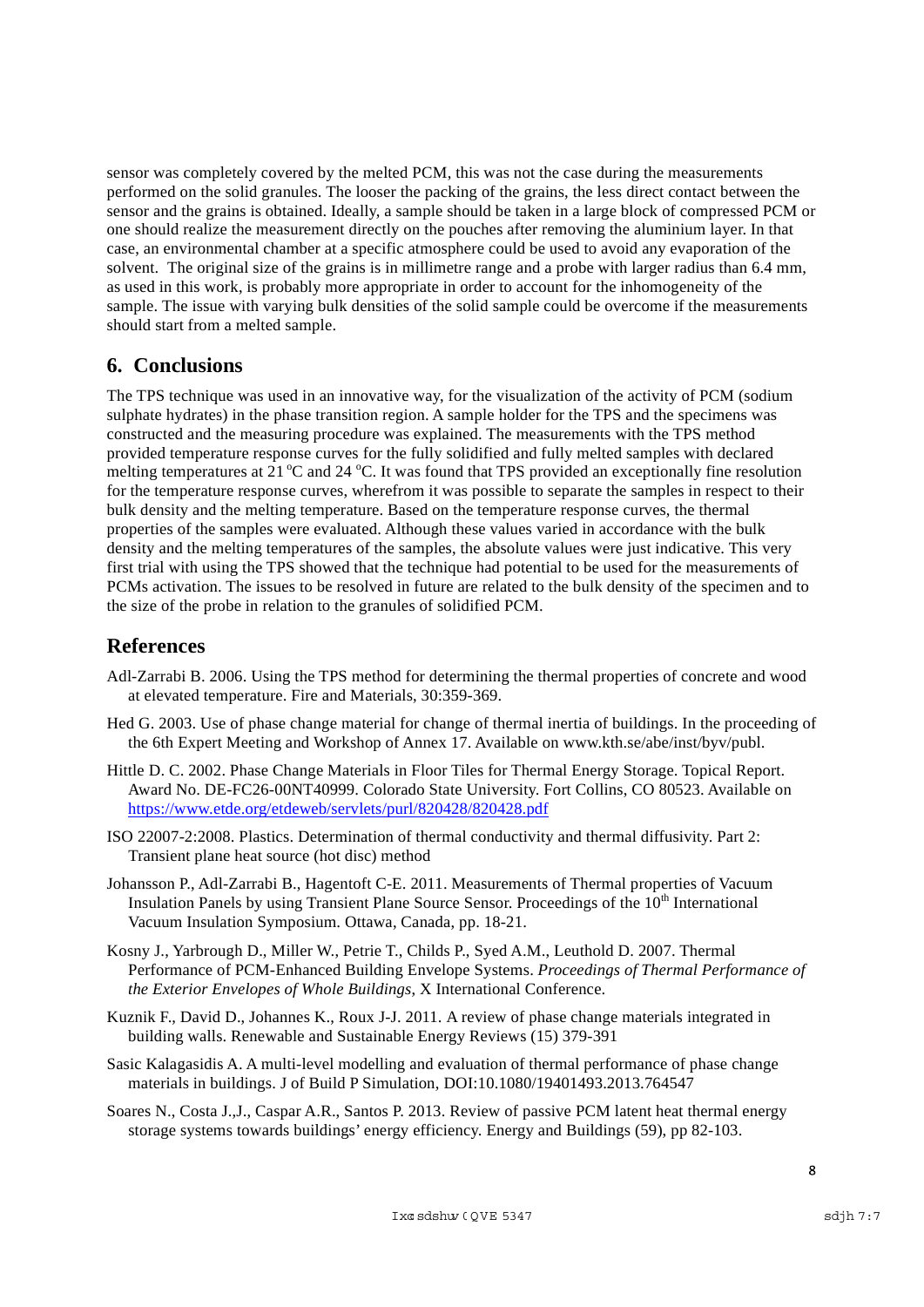sensor was completely covered by the melted PCM, this was not the case during the measurements performed on the solid granules. The looser the packing of the grains, the less direct contact between the sensor and the grains is obtained. Ideally, a sample should be taken in a large block of compressed PCM or one should realize the measurement directly on the pouches after removing the aluminium layer. In that case, an environmental chamber at a specific atmosphere could be used to avoid any evaporation of the solvent. The original size of the grains is in millimetre range and a probe with larger radius than 6.4 mm, as used in this work, is probably more appropriate in order to account for the inhomogeneity of the sample. The issue with varying bulk densities of the solid sample could be overcome if the measurements should start from a melted sample.

## 6. Conclusions

The TPS technique was used in an innovative way, for the visualization of the activity of PCM (sodium sulphate hydrates) in the phase transition region. A sample holder for the TPS and the specimens was constructed and the measuring procedure was explained. The measurements with the TPS method provided temperature response curves for the fully solidified and fully melted samples with declared melting temperatures at 21 $^{o}$C and 24 $^{o}$C. It was found that TPS provided an exceptionally fine resolution for the temperature response curves, wherefrom it was possible to separate the samples in respect to their bulk density and the melting temperature. Based on the temperature response curves, the thermal properties of the samples were evaluated. Although these values varied in accordance with the bulk density and the melting temperatures of the samples, the absolute values were just indicative. This very first trial with using the TPS showed that the technique had potential to be used for the measurements of PCMs activation. The issues to be resolved in future are related to the bulk density of the specimen and to the size of the probe in relation to the granules of solidified PCM.

## References

Adl-Zarrabi B. 2006. Using the TPS method for determining the thermal properties of concrete and wood at elevated temperature. Fire and Materials, 30:359-369.

Hed G. 2003. Use of phase change material for change of thermal inertia of buildings. In the proceeding of the 6th Expert Meeting and Workshop of Annex 17. Available on www.kth.se/abe/inst/byv/publ.

Hittle D. C. 2002. Phase Change Materials in Floor Tiles for Thermal Energy Storage. Topical Report. Award No. DE-FC26-00NT40999. Colorado State University. Fort Collins, CO 80523. Available on https://www.etde.org/etdeweb/servlets/purl/820428/820428.pdf

ISO 22007-2:2008. Plastics. Determination of thermal conductivity and thermal diffusivity. Part 2: Transient plane heat source (hot disc) method

Johansson P., Adl-Zarrabi B., Hagentoft C-E. 2011. Measurements of Thermal properties of Vacuum Insulation Panels by using Transient Plane Source Sensor. Proceedings of the 10$^{th}$ International Vacuum Insulation Symposium. Ottawa, Canada, pp. 18-21.

Kosny J., Yarbrough D., Miller W., Petrie T., Childs P., Syed A.M., Leuthold D. 2007. Thermal Performance of PCM-Enhanced Building Envelope Systems. *Proceedings of Thermal Performance of the Exterior Envelopes of Whole Buildings*, X International Conference.

Kuznik F., David D., Johannes K., Roux J-J. 2011. A review of phase change materials integrated in building walls. Renewable and Sustainable Energy Reviews (15) 379-391

Sasic Kalagasidis A. A multi-level modelling and evaluation of thermal performance of phase change materials in buildings. J of Build P Simulation, DOI:10.1080/19401493.2013.764547

Soares N., Costa J.,J., Caspar A.R., Santos P. 2013. Review of passive PCM latent heat thermal energy storage systems towards buildings' energy efficiency. Energy and Buildings (59), pp 82-103.